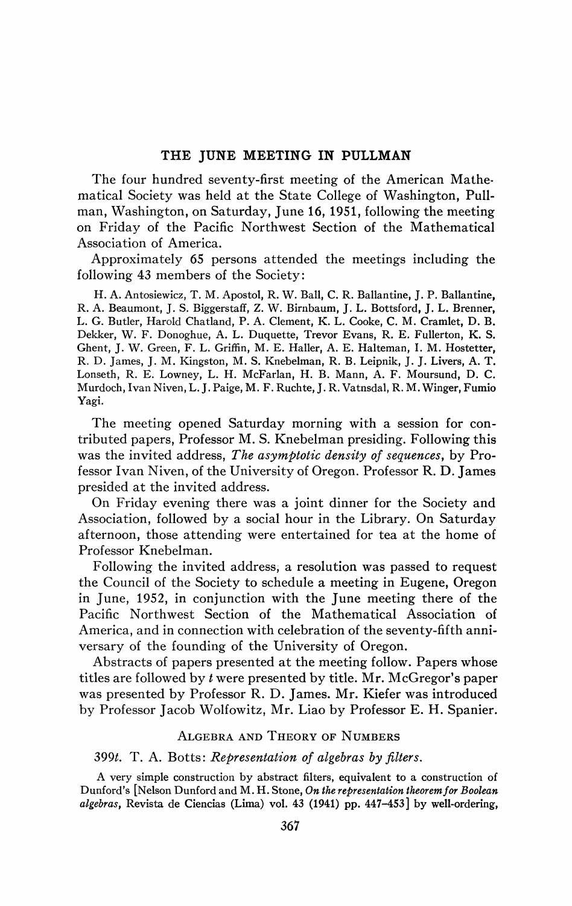# THE JUNE MEETING IN PULLMAN

The four hundred seventy-first meeting of the American Mathematical Society was held at the State College of Washington, Pullman, Washington, on Saturday, June 16, 1951, following the meeting on Friday of the Pacific Northwest Section of the Mathematical Association of America.

Approximately 65 persons attended the meetings including the following 43 members of the Society:

H. A. Antosiewicz, T. M. Apostol, R. W. Ball, C. R. Ballantine, J. P. Ballantine, R. A. Beaumont, J. S. Biggerstaff, Z. W. Birnbaum, J. L. Bottsford, J. L. Brenner, L. G. Butler, Harold Chatland, P. A. Clement, K. L. Cooke, C. M. Cramlet, D. B. Dekker, W. F. Donoghue, A. L. Duquette, Trevor Evans, R. E. Fullerton, K. S. Ghent, J. W. Green, F. L. Griffin, M. E. Haller, A. E. Halteman, I. M. Hostetter, R. D. James, J. M. Kingston, M. S. Knebelman, R. B. Leipnik, J. J. Livers, A. T. Lonseth, R. E. Lowney, L. H. McFarlan, H. B. Mann, A. F. Moursund, D. C. Murdoch, Ivan Niven, L. J. Paige, M. F. Ruchte, J. R. Vatnsdal, R. M. Winger, Fumio Yagi.

The meeting opened Saturday morning with a session for contributed papers, Professor M. S. Knebelman presiding. Following this was the invited address, *The asymptotic density of sequences*, by Professor Ivan Niven, of the University of Oregon. Professor R. D. James presided at the invited address.

On Friday evening there was a joint dinner for the Society and Association, followed by a social hour in the Library. On Saturday afternoon, those attending were entertained for tea at the home of Professor Knebelman.

Following the invited address, a resolution was passed to request the Council of the Society to schedule a meeting in Eugene, Oregon in June, 1952, in conjunction with the June meeting there of the Pacific Northwest Section of the Mathematical Association of America, and in connection with celebration of the seventy-fifth anniversary of the founding of the University of Oregon.

Abstracts of papers presented at the meeting follow. Papers whose titles are followed by *t* were presented by title. Mr. McGregor's paper was presented by Professor R. D. James. Mr. Kiefer was introduced by Professor Jacob Wolfowitz, Mr. Liao by Professor E. H. Spanier.

## ALGEBRA AND THEORY OF NUMBERS

### 399*t*. T. A. Botts: *Representation of algebras by filters.*

A very simple construction by abstract filters, equivalent to a construction of Dunford's [Nelson Dunford and M. H. Stone, *On the representation theorem for Boolean algebras*, Revista de Ciencias (Lima) vol. 43 (1941) pp. 447–453] by well-ordering,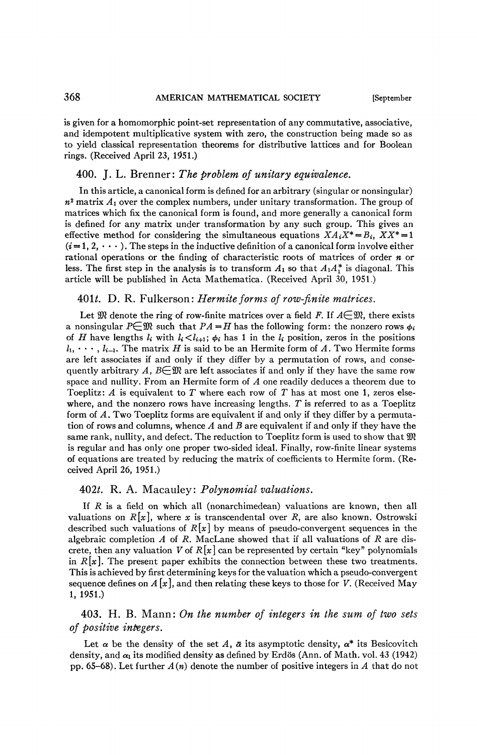is given for a homomorphic point-set representation of any commutative, associative, and idempotent multiplicative system with zero, the construction being made so as to yield classical representation theorems for distributive lattices and for Boolean rings. (Received April 23, 1951.)

### 400. J. L. Brenner: *The problem of unitary equivalence.*

In this article, a canonical form is defined for an arbitrary (singular or nonsingular) $n^2$ matrix $A_1$ over the complex numbers, under unitary transformation. The group of matrices which fix the canonical form is found, and more generally a canonical form is defined for any matrix under transformation by any such group. This gives an effective method for considering the simultaneous equations $XA_iX^* = B_i$, $XX^* = 1$ $(i = 1, 2, \cdots)$. The steps in the inductive definition of a canonical form involve either rational operations or the finding of characteristic roots of matrices of order $n$ or less. The first step in the analysis is to transform $A_1$ so that $A_1A_1^*$ is diagonal. This article will be published in Acta Mathematica. (Received April 30, 1951.)

### 401t. D. R. Fulkerson: *Hermite forms of row-finite matrices.*

Let $\mathfrak{M}$ denote the ring of row-finite matrices over a field $F$. If $A \in \mathfrak{M}$, there exists a nonsingular $P \in \mathfrak{M}$ such that $PA = H$ has the following form: the nonzero rows $\phi_i$ of $H$ have lengths $l_i$ with $l_i < l_{i+1}$; $\phi_i$ has 1 in the $l_i$ position, zeros in the positions $l_1, \cdots, l_{i-1}$. The matrix $H$ is said to be an Hermite form of $A$. Two Hermite forms are left associates if and only if they differ by a permutation of rows, and consequently arbitrary $A$, $B \in \mathfrak{M}$ are left associates if and only if they have the same row space and nullity. From an Hermite form of $A$ one readily deduces a theorem due to Toeplitz: $A$ is equivalent to $T$ where each row of $T$ has at most one 1, zeros elsewhere, and the nonzero rows have increasing lengths. $T$ is referred to as a Toeplitz form of $A$. Two Toeplitz forms are equivalent if and only if they differ by a permutation of rows and columns, whence $A$ and $B$ are equivalent if and only if they have the same rank, nullity, and defect. The reduction to Toeplitz form is used to show that $\mathfrak{M}$ is regular and has only one proper two-sided ideal. Finally, row-finite linear systems of equations are treated by reducing the matrix of coefficients to Hermite form. (Received April 26, 1951.)

### 402t. R. A. Macauley: *Polynomial valuations.*

If $R$ is a field on which all (nonarchimedean) valuations are known, then all valuations on $R[x]$, where $x$ is transcendental over $R$, are also known. Ostrowski described such valuations of $R[x]$ by means of pseudo-convergent sequences in the algebraic completion $A$ of $R$. MacLane showed that if all valuations of $R$ are discrete, then any valuation $V$ of $R[x]$ can be represented by certain "key" polynomials in $R[x]$. The present paper exhibits the connection between these two treatments. This is achieved by first determining keys for the valuation which a pseudo-convergent sequence defines on $A[x]$, and then relating these keys to those for $V$. (Received May 1, 1951.)

### 403. H. B. Mann: *On the number of integers in the sum of two sets of positive integers.*

Let $\alpha$ be the density of the set $A$, $\bar{\alpha}$ its asymptotic density, $\alpha^*$ its Besicovitch density, and $\alpha_1$ its modified density as defined by Erdös (Ann. of Math. vol. 43 (1942) pp. 65–68). Let further $A(n)$ denote the number of positive integers in $A$ that do not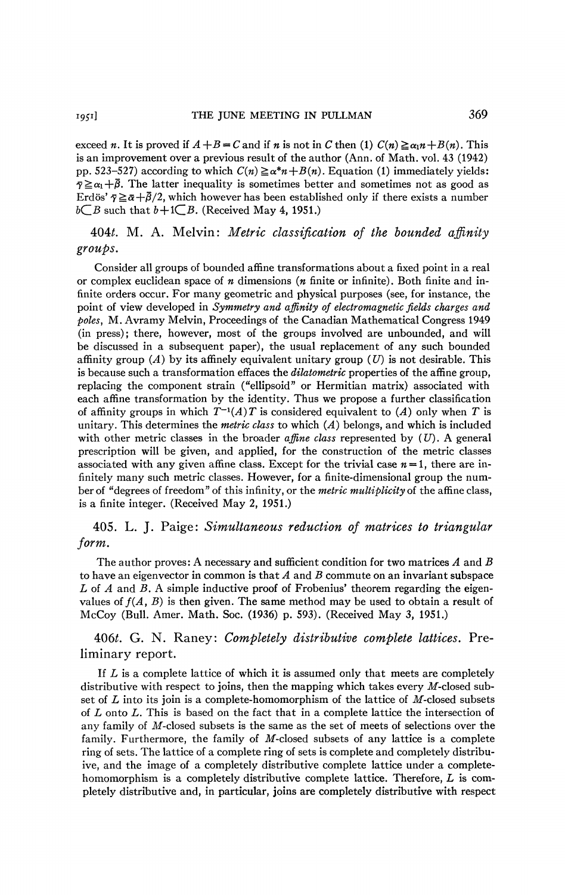exceed $n$. It is proved if $A+B=C$ and if $n$ is not in $C$ then (1) $C(n) \geqq \alpha_1 n + B(n)$. This is an improvement over a previous result of the author (Ann. of Math. vol. 43 (1942) pp. 523–527) according to which $C(n) \geqq \alpha^* n + B(n)$. Equation (1) immediately yields: $\bar{\gamma} \geqq \alpha_1 + \bar{\beta}$. The latter inequality is sometimes better and sometimes not as good as Erdös' $\bar{\gamma} \geqq \bar{\alpha} + \bar{\beta}/2$, which however has been established only if there exists a number $b \subset B$ such that $b+1 \subset B$. (Received May 4, 1951.)

## 404t. M. A. Melvin: *Metric classification of the bounded affinity groups.*

Consider all groups of bounded affine transformations about a fixed point in a real or complex euclidean space of $n$ dimensions ($n$ finite or infinite). Both finite and infinite orders occur. For many geometric and physical purposes (see, for instance, the point of view developed in *Symmetry and affinity of electromagnetic fields charges and poles*, M. Avramy Melvin, Proceedings of the Canadian Mathematical Congress 1949 (in press); there, however, most of the groups involved are unbounded, and will be discussed in a subsequent paper), the usual replacement of any such bounded affinity group $(A)$ by its affinely equivalent unitary group $(U)$ is not desirable. This is because such a transformation effaces the *dilatometric* properties of the affine group, replacing the component strain ("ellipsoid" or Hermitian matrix) associated with each affine transformation by the identity. Thus we propose a further classification of affinity groups in which $T^{-1}(A)T$ is considered equivalent to $(A)$ only when $T$ is unitary. This determines the *metric class* to which $(A)$ belongs, and which is included with other metric classes in the broader *affine class* represented by $(U)$. A general prescription will be given, and applied, for the construction of the metric classes associated with any given affine class. Except for the trivial case $n=1$, there are infinitely many such metric classes. However, for a finite-dimensional group the number of "degrees of freedom" of this infinity, or the *metric multiplicity* of the affine class, is a finite integer. (Received May 2, 1951.)

## 405. L. J. Paige: *Simultaneous reduction of matrices to triangular form.*

The author proves: A necessary and sufficient condition for two matrices $A$ and $B$ to have an eigenvector in common is that $A$ and $B$ commute on an invariant subspace $L$ of $A$ and $B$. A simple inductive proof of Frobenius' theorem regarding the eigenvalues of $f(A, B)$ is then given. The same method may be used to obtain a result of McCoy (Bull. Amer. Math. Soc. (1936) p. 593). (Received May 3, 1951.)

## 406t. G. N. Raney: *Completely distributive complete lattices.* Preliminary report.

If $L$ is a complete lattice of which it is assumed only that meets are completely distributive with respect to joins, then the mapping which takes every $M$-closed subset of $L$ into its join is a complete-homomorphism of the lattice of $M$-closed subsets of $L$ onto $L$. This is based on the fact that in a complete lattice the intersection of any family of $M$-closed subsets is the same as the set of meets of selections over the family. Furthermore, the family of $M$-closed subsets of any lattice is a complete ring of sets. The lattice of a complete ring of sets is complete and completely distributive, and the image of a completely distributive complete lattice under a complete-homomorphism is a completely distributive complete lattice. Therefore, $L$ is completely distributive and, in particular, joins are completely distributive with respect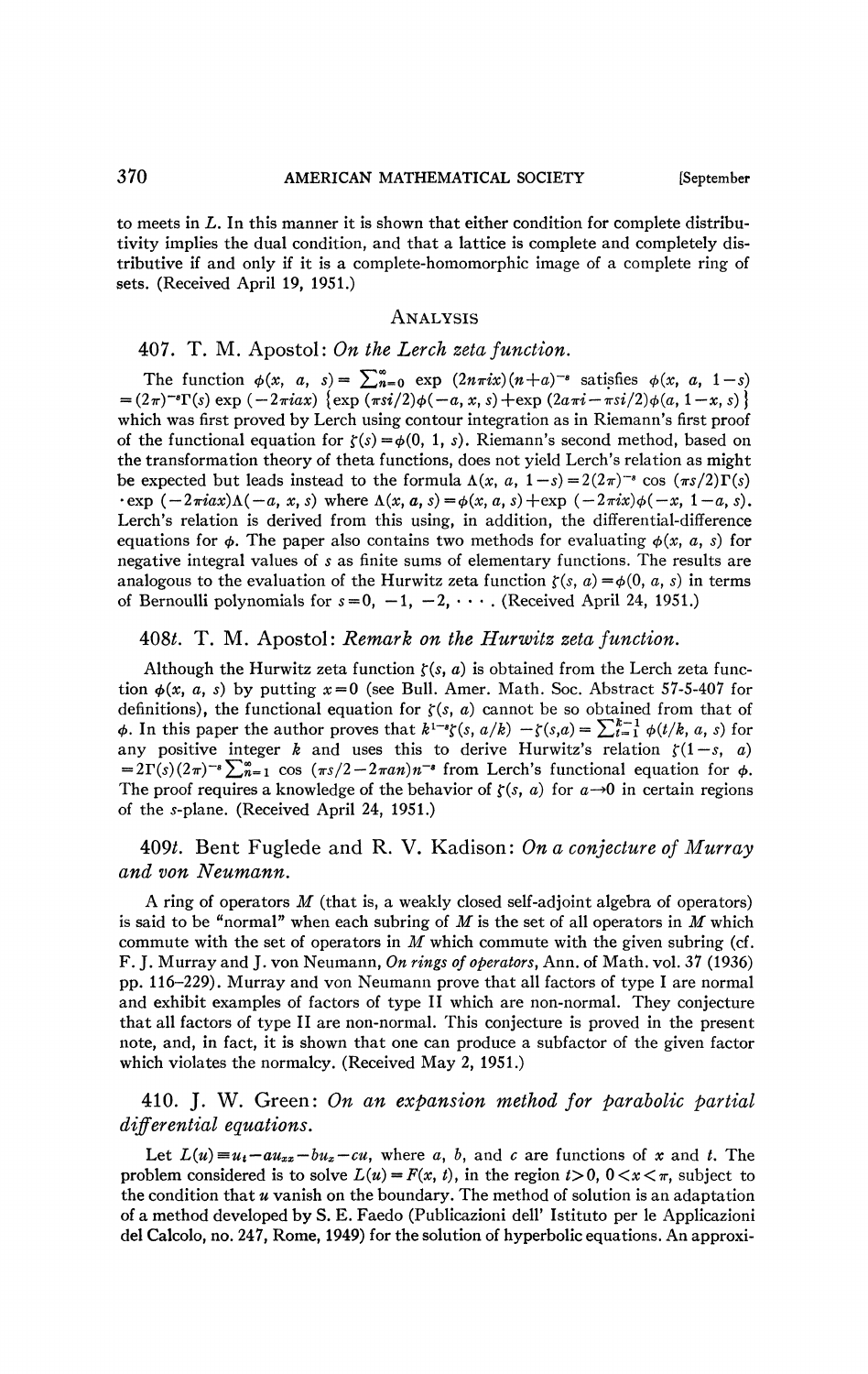to meets in $L$. In this manner it is shown that either condition for complete distributivity implies the dual condition, and that a lattice is complete and completely distributive if and only if it is a complete-homomorphic image of a complete ring of sets. (Received April 19, 1951.)

## Analysis

### 407. T. M. Apostol: *On the Lerch zeta function.*

The function $\phi(x, a, s) = \sum_{n=0}^{\infty} \exp(2n\pi i x)(n+a)^{-s}$ satisfies $\phi(x, a, 1-s) = (2\pi)^{-s}\Gamma(s)\exp(-2\pi i a x)\{\exp(\pi s i/2)\phi(-a, x, s) + \exp(2a\pi i - \pi s i/2)\phi(a, 1-x, s)\}$ which was first proved by Lerch using contour integration as in Riemann's first proof of the functional equation for $\zeta(s) = \phi(0, 1, s)$. Riemann's second method, based on the transformation theory of theta functions, does not yield Lerch's relation as might be expected but leads instead to the formula $\Lambda(x, a, 1-s) = 2(2\pi)^{-s}\cos(\pi s/2)\Gamma(s) \cdot \exp(-2\pi i a x)\Lambda(-a, x, s)$ where $\Lambda(x, a, s) = \phi(x, a, s) + \exp(-2\pi i x)\phi(-x, 1-a, s)$. Lerch's relation is derived from this using, in addition, the differential-difference equations for $\phi$. The paper also contains two methods for evaluating $\phi(x, a, s)$ for negative integral values of $s$ as finite sums of elementary functions. The results are analogous to the evaluation of the Hurwitz zeta function $\zeta(s, a) = \phi(0, a, s)$ in terms of Bernoulli polynomials for $s = 0, -1, -2, \cdots$. (Received April 24, 1951.)

### 408t. T. M. Apostol: *Remark on the Hurwitz zeta function.*

Although the Hurwitz zeta function $\zeta(s, a)$ is obtained from the Lerch zeta function $\phi(x, a, s)$ by putting $x = 0$ (see Bull. Amer. Math. Soc. Abstract 57-5-407 for definitions), the functional equation for $\zeta(s, a)$ cannot be so obtained from that of $\phi$. In this paper the author proves that $k^{1-s}\zeta(s, a/k) - \zeta(s, a) = \sum_{t=1}^{k-1}\phi(t/k, a, s)$ for any positive integer $k$ and uses this to derive Hurwitz's relation $\zeta(1-s, a) = 2\Gamma(s)(2\pi)^{-s}\sum_{n=1}^{\infty}\cos(\pi s/2 - 2\pi a n)n^{-s}$ from Lerch's functional equation for $\phi$. The proof requires a knowledge of the behavior of $\zeta(s, a)$ for $a \to 0$ in certain regions of the $s$-plane. (Received April 24, 1951.)

### 409t. Bent Fuglede and R. V. Kadison: *On a conjecture of Murray and von Neumann.*

A ring of operators $M$ (that is, a weakly closed self-adjoint algebra of operators) is said to be "normal" when each subring of $M$ is the set of all operators in $M$ which commute with the set of operators in $M$ which commute with the given subring (cf. F. J. Murray and J. von Neumann, *On rings of operators*, Ann. of Math. vol. 37 (1936) pp. 116–229). Murray and von Neumann prove that all factors of type I are normal and exhibit examples of factors of type II which are non-normal. They conjecture that all factors of type II are non-normal. This conjecture is proved in the present note, and, in fact, it is shown that one can produce a subfactor of the given factor which violates the normalcy. (Received May 2, 1951.)

### 410. J. W. Green: *On an expansion method for parabolic partial differential equations.*

Let $L(u) \equiv u_t - au_{xx} - bu_x - cu$, where $a$, $b$, and $c$ are functions of $x$ and $t$. The problem considered is to solve $L(u) = F(x, t)$, in the region $t > 0$, $0 < x < \pi$, subject to the condition that $u$ vanish on the boundary. The method of solution is an adaptation of a method developed by S. E. Faedo (Publicazioni dell' Istituto per le Applicazioni del Calcolo, no. 247, Rome, 1949) for the solution of hyperbolic equations. An approxi-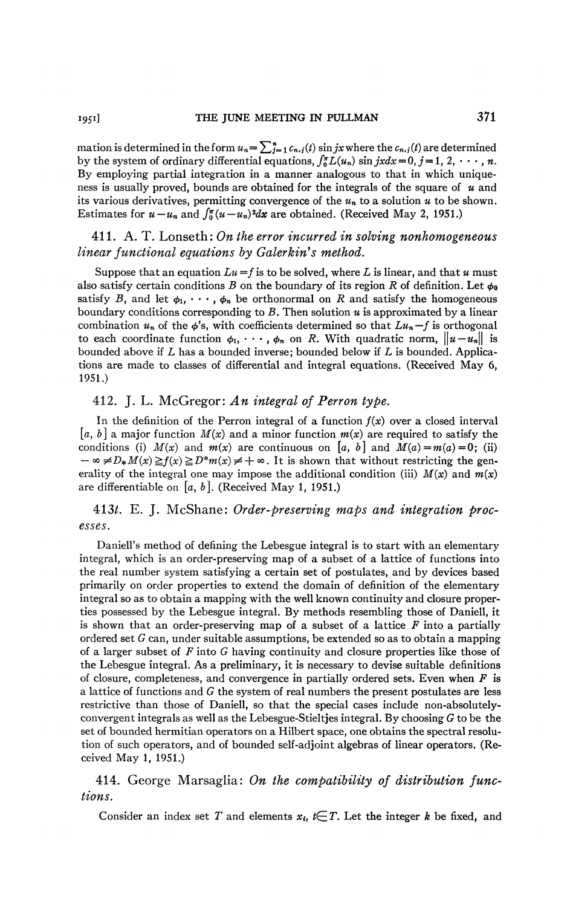mation is determined in the form $u_n = \sum_{j=1}^{n} c_{n,j}(t) \sin jx$ where the $c_{n,j}(t)$ are determined by the system of ordinary differential equations, $\int_0^\pi L(u_n) \sin jx dx = 0, j = 1, 2, \cdots, n$. By employing partial integration in a manner analogous to that in which uniqueness is usually proved, bounds are obtained for the integrals of the square of $u$ and its various derivatives, permitting convergence of the $u_n$ to a solution $u$ to be shown. Estimates for $u - u_n$ and $\int_0^\pi (u - u_n)^2 dx$ are obtained. (Received May 2, 1951.)

### 411. A. T. Lonseth: *On the error incurred in solving nonhomogeneous linear functional equations by Galerkin's method.*

Suppose that an equation $Lu = f$ is to be solved, where $L$ is linear, and that $u$ must also satisfy certain conditions $B$ on the boundary of its region $R$ of definition. Let $\phi_0$ satisfy $B$, and let $\phi_1, \cdots, \phi_n$ be orthonormal on $R$ and satisfy the homogeneous boundary conditions corresponding to $B$. Then solution $u$ is approximated by a linear combination $u_n$ of the $\phi$'s, with coefficients determined so that $Lu_n - f$ is orthogonal to each coordinate function $\phi_1, \cdots, \phi_n$ on $R$. With quadratic norm, $\|u - u_n\|$ is bounded above if $L$ has a bounded inverse; bounded below if $L$ is bounded. Applications are made to classes of differential and integral equations. (Received May 6, 1951.)

### 412. J. L. McGregor: *An integral of Perron type.*

In the definition of the Perron integral of a function $f(x)$ over a closed interval $[a, b]$ a major function $M(x)$ and a minor function $m(x)$ are required to satisfy the conditions (i) $M(x)$ and $m(x)$ are continuous on $[a, b]$ and $M(a) = m(a) = 0$; (ii) $-\infty \neq D_* M(x) \geqq f(x) \geqq D^* m(x) \neq +\infty$. It is shown that without restricting the generality of the integral one may impose the additional condition (iii) $M(x)$ and $m(x)$ are differentiable on $[a, b]$. (Received May 1, 1951.)

### 413t. E. J. McShane: *Order-preserving maps and integration processes.*

Daniell's method of defining the Lebesgue integral is to start with an elementary integral, which is an order-preserving map of a subset of a lattice of functions into the real number system satisfying a certain set of postulates, and by devices based primarily on order properties to extend the domain of definition of the elementary integral so as to obtain a mapping with the well known continuity and closure properties possessed by the Lebesgue integral. By methods resembling those of Daniell, it is shown that an order-preserving map of a subset of a lattice $F$ into a partially ordered set $G$ can, under suitable assumptions, be extended so as to obtain a mapping of a larger subset of $F$ into $G$ having continuity and closure properties like those of the Lebesgue integral. As a preliminary, it is necessary to devise suitable definitions of closure, completeness, and convergence in partially ordered sets. Even when $F$ is a lattice of functions and $G$ the system of real numbers the present postulates are less restrictive than those of Daniell, so that the special cases include non-absolutely-convergent integrals as well as the Lebesgue-Stieltjes integral. By choosing $G$ to be the set of bounded hermitian operators on a Hilbert space, one obtains the spectral resolution of such operators, and of bounded self-adjoint algebras of linear operators. (Received May 1, 1951.)

### 414. George Marsaglia: *On the compatibility of distribution functions.*

Consider an index set $T$ and elements $x_t$, $t \in T$. Let the integer $k$ be fixed, and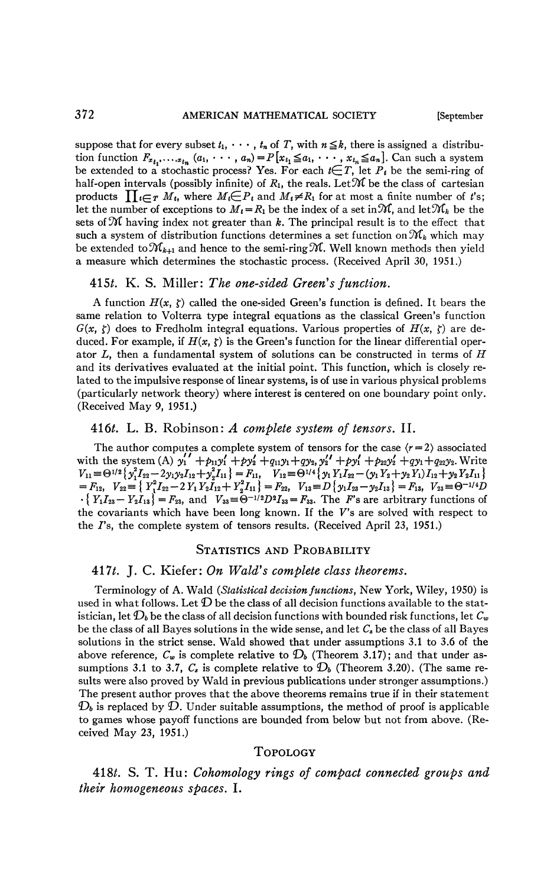suppose that for every subset $t_1, \cdots, t_n$ of $T$, with $n \leq k$, there is assigned a distribution function $F_{x_{t_1}, \cdots, x_{t_n}}(a_1, \cdots, a_n) = P[x_{t_1} \leq a_1, \cdots, x_{t_n} \leq a_n]$. Can such a system be extended to a stochastic process? Yes. For each $t \in T$, let $P_t$ be the semi-ring of half-open intervals (possibly infinite) of $R_1$, the reals. Let $\mathcal{M}$ be the class of cartesian products $\prod_{t \in T} M_t$, where $M_t \in P_t$ and $M_t \neq R_1$ for at most a finite number of $t$'s; let the number of exceptions to $M_t = R_1$ be the index of a set in $\mathcal{M}$, and let $\mathcal{M}_k$ be the sets of $\mathcal{M}$ having index not greater than $k$. The principal result is to the effect that such a system of distribution functions determines a set function on $\mathcal{M}_k$ which may be extended to $\mathcal{M}_{k+1}$ and hence to the semi-ring $\mathcal{M}$. Well known methods then yield a measure which determines the stochastic process. (Received April 30, 1951.)

### 415t. K. S. Miller: *The one-sided Green's function.*

A function $H(x, \zeta)$ called the one-sided Green's function is defined. It bears the same relation to Volterra type integral equations as the classical Green's function $G(x, \zeta)$ does to Fredholm integral equations. Various properties of $H(x, \zeta)$ are deduced. For example, if $H(x, \zeta)$ is the Green's function for the linear differential operator $L$, then a fundamental system of solutions can be constructed in terms of $H$ and its derivatives evaluated at the initial point. This function, which is closely related to the impulsive response of linear systems, is of use in various physical problems (particularly network theory) where interest is centered on one boundary point only. (Received May 9, 1951.)

### 416t. L. B. Robinson: *A complete system of tensors.* II.

The author computes a complete system of tensors for the case $\langle r=2\rangle$ associated with the system (A) $y_1'' + p_{11}y_1' + py_2' + q_{11}y_1 + qy_2, y_2'' + py_1' + p_{22}y_2' + qy_1 + q_{22}y_2$. Write $V_{11} \equiv \Theta^{1/2}\{y_1^2 I_{22} - 2y_1y_2I_{12} + y_2^2 I_{11}\} = F_{11}$, $V_{12} \equiv \Theta^{1/4}\{y_1 Y_1 I_{22} - (y_1Y_2 + y_2Y_1)I_{12} + y_2Y_2I_{11}\} = F_{12}$, $V_{22} \equiv \{Y_1^2 I_{22} - 2Y_1Y_2I_{12} + Y_2^2 I_{11}\} = F_{22}$, $V_{13} \equiv D\{y_1I_{23} - y_2I_{13}\} = F_{13}$, $V_{23} \equiv \Theta^{-1/4}D \cdot \{Y_1I_{23} - Y_2I_{13}\} = F_{23}$, and $V_{33} \equiv \Theta^{-1/2}D^2I_{33} = F_{33}$. The $F$'s are arbitrary functions of the covariants which have been long known. If the $V$'s are solved with respect to the $I$'s, the complete system of tensors results. (Received April 23, 1951.)

## Statistics and Probability

### 417t. J. C. Kiefer: *On Wald's complete class theorems.*

Terminology of A. Wald (*Statistical decision functions*, New York, Wiley, 1950) is used in what follows. Let $\mathcal{D}$ be the class of all decision functions available to the statistician, let $\mathcal{D}_b$ be the class of all decision functions with bounded risk functions, let $C_w$ be the class of all Bayes solutions in the wide sense, and let $C_s$ be the class of all Bayes solutions in the strict sense. Wald showed that under assumptions 3.1 to 3.6 of the above reference, $C_w$ is complete relative to $\mathcal{D}_b$ (Theorem 3.17); and that under assumptions 3.1 to 3.7, $C_s$ is complete relative to $\mathcal{D}_b$ (Theorem 3.20). (The same results were also proved by Wald in previous publications under stronger assumptions.) The present author proves that the above theorems remains true if in their statement $\mathcal{D}_b$ is replaced by $\mathcal{D}$. Under suitable assumptions, the method of proof is applicable to games whose payoff functions are bounded from below but not from above. (Received May 23, 1951.)

## Topology

### 418t. S. T. Hu: *Cohomology rings of compact connected groups and their homogeneous spaces.* I.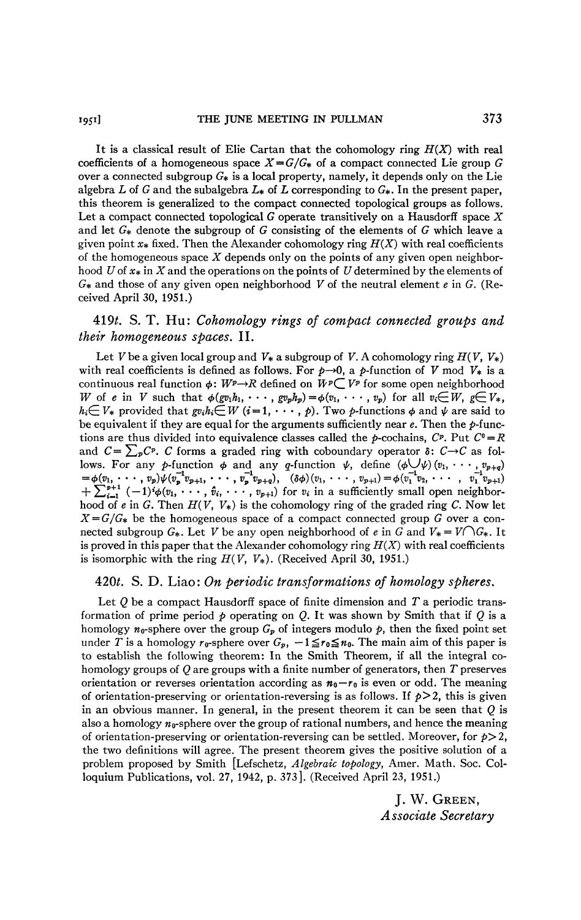It is a classical result of Elie Cartan that the cohomology ring $H(X)$ with real coefficients of a homogeneous space $X=G/G_*$ of a compact connected Lie group $G$ over a connected subgroup $G_*$ is a local property, namely, it depends only on the Lie algebra $L$ of $G$ and the subalgebra $L_*$ of $L$ corresponding to $G_*$. In the present paper, this theorem is generalized to the compact connected topological groups as follows. Let a compact connected topological $G$ operate transitively on a Hausdorff space $X$ and let $G_*$ denote the subgroup of $G$ consisting of the elements of $G$ which leave a given point $x_*$ fixed. Then the Alexander cohomology ring $H(X)$ with real coefficients of the homogeneous space $X$ depends only on the points of any given open neighborhood $U$ of $x_*$ in $X$ and the operations on the points of $U$ determined by the elements of $G_*$ and those of any given open neighborhood $V$ of the neutral element $e$ in $G$. (Received April 30, 1951.)

## 419t. S. T. Hu: *Cohomology rings of compact connected groups and their homogeneous spaces.* II.

Let $V$ be a given local group and $V_*$ a subgroup of $V$. A cohomology ring $H(V, V_*)$ with real coefficients is defined as follows. For $p \to 0$, a $p$-function of $V$ mod $V_*$ is a continuous real function $\phi$: $W^p \to R$ defined on $W^p \subset V^p$ for some open neighborhood $W$ of $e$ in $V$ such that $\phi(gv_1h_1, \cdots, gv_ph_p) = \phi(v_1, \cdots, v_p)$ for all $v_i \in W$, $g \in V_*$, $h_i \in V_*$ provided that $gv_ih_i \in W$ $(i=1, \cdots, p)$. Two $p$-functions $\phi$ and $\psi$ are said to be equivalent if they are equal for the arguments sufficiently near $e$. Then the $p$-functions are thus divided into equivalence classes called the $p$-cochains, $C^p$. Put $C^0 = R$ and $C = \sum_p C^p$. $C$ forms a graded ring with coboundary operator $\delta$: $C \to C$ as follows. For any $p$-function $\phi$ and any $q$-function $\psi$, define $(\phi \cup \psi)(v_1, \cdots, v_{p+q}) = \phi(v_1, \cdots, v_p)\psi(v_p^{-1}v_{p+1}, \cdots, v_p^{-1}v_{p+q})$, $(\delta\phi)(v_1, \cdots, v_{p+1}) = \phi(v_1^{-1}v_2, \cdots, v_1^{-1}v_{p+1}) + \sum_{i=1}^{p+1}(-1)^i\phi(v_1, \cdots, \hat{v}_i, \cdots, v_{p+1})$ for $v_i$ in a sufficiently small open neighborhood of $e$ in $G$. Then $H(V, V_*)$ is the cohomology ring of the graded ring $C$. Now let $X = G/G_*$ be the homogeneous space of a compact connected group $G$ over a connected subgroup $G_*$. Let $V$ be any open neighborhood of $e$ in $G$ and $V_* = V \cap G_*$. It is proved in this paper that the Alexander cohomology ring $H(X)$ with real coefficients is isomorphic with the ring $H(V, V_*)$. (Received April 30, 1951.)

## 420t. S. D. Liao: *On periodic transformations of homology spheres.*

Let $Q$ be a compact Hausdorff space of finite dimension and $T$ a periodic transformation of prime period $p$ operating on $Q$. It was shown by Smith that if $Q$ is a homology $n_0$-sphere over the group $G_p$ of integers modulo $p$, then the fixed point set under $T$ is a homology $r_0$-sphere over $G_p$, $-1 \leq r_0 \leq n_0$. The main aim of this paper is to establish the following theorem: In the Smith Theorem, if all the integral cohomology groups of $Q$ are groups with a finite number of generators, then $T$ preserves orientation or reverses orientation according as $n_0 - r_0$ is even or odd. The meaning of orientation-preserving or orientation-reversing is as follows. If $p > 2$, this is given in an obvious manner. In general, in the present theorem it can be seen that $Q$ is also a homology $n_0$-sphere over the group of rational numbers, and hence the meaning of orientation-preserving or orientation-reversing can be settled. Moreover, for $p > 2$, the two definitions will agree. The present theorem gives the positive solution of a problem proposed by Smith [Lefschetz, *Algebraic topology*, Amer. Math. Soc. Colloquium Publications, vol. 27, 1942, p. 373]. (Received April 23, 1951.)

J. W. Green,
*Associate Secretary*